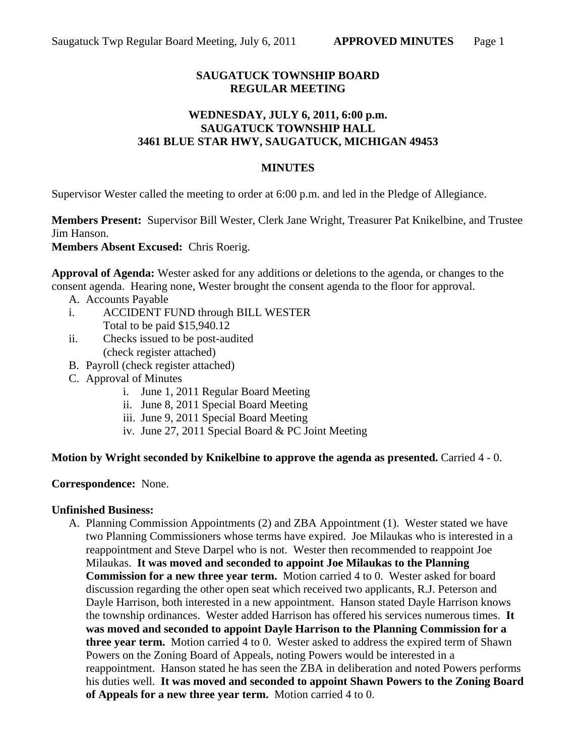# SAUGATUCK TOWNSHIP BOARD
# REGULAR MEETING

## WEDNESDAY, JULY 6, 2011, 6:00 p.m.
## SAUGATUCK TOWNSHIP HALL
## 3461 BLUE STAR HWY, SAUGATUCK, MICHIGAN 49453

## MINUTES

Supervisor Wester called the meeting to order at 6:00 p.m. and led in the Pledge of Allegiance.

**Members Present:** Supervisor Bill Wester, Clerk Jane Wright, Treasurer Pat Knikelbine, and Trustee Jim Hanson.
**Members Absent Excused:** Chris Roerig.

**Approval of Agenda:** Wester asked for any additions or deletions to the agenda, or changes to the consent agenda. Hearing none, Wester brought the consent agenda to the floor for approval.

A. Accounts Payable
   i. ACCIDENT FUND through BILL WESTER
      Total to be paid $15,940.12
   ii. Checks issued to be post-audited
      (check register attached)
B. Payroll (check register attached)
C. Approval of Minutes
   i. June 1, 2011 Regular Board Meeting
   ii. June 8, 2011 Special Board Meeting
   iii. June 9, 2011 Special Board Meeting
   iv. June 27, 2011 Special Board & PC Joint Meeting

**Motion by Wright seconded by Knikelbine to approve the agenda as presented.** Carried 4 - 0.

**Correspondence:** None.

**Unfinished Business:**

A. Planning Commission Appointments (2) and ZBA Appointment (1). Wester stated we have two Planning Commissioners whose terms have expired. Joe Milaukas who is interested in a reappointment and Steve Darpel who is not. Wester then recommended to reappoint Joe Milaukas. **It was moved and seconded to appoint Joe Milaukas to the Planning Commission for a new three year term.** Motion carried 4 to 0. Wester asked for board discussion regarding the other open seat which received two applicants, R.J. Peterson and Dayle Harrison, both interested in a new appointment. Hanson stated Dayle Harrison knows the township ordinances. Wester added Harrison has offered his services numerous times. **It was moved and seconded to appoint Dayle Harrison to the Planning Commission for a three year term.** Motion carried 4 to 0. Wester asked to address the expired term of Shawn Powers on the Zoning Board of Appeals, noting Powers would be interested in a reappointment. Hanson stated he has seen the ZBA in deliberation and noted Powers performs his duties well. **It was moved and seconded to appoint Shawn Powers to the Zoning Board of Appeals for a new three year term.** Motion carried 4 to 0.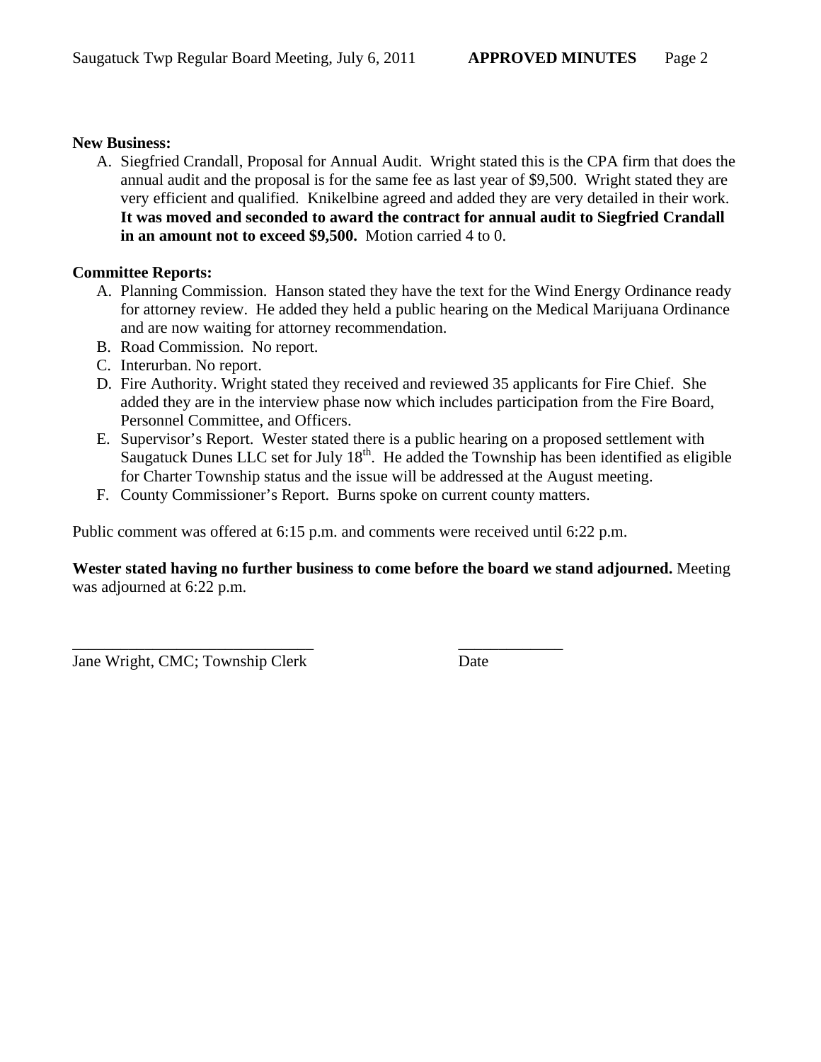**New Business:**

A. Siegfried Crandall, Proposal for Annual Audit. Wright stated this is the CPA firm that does the annual audit and the proposal is for the same fee as last year of $9,500. Wright stated they are very efficient and qualified. Knikelbine agreed and added they are very detailed in their work. **It was moved and seconded to award the contract for annual audit to Siegfried Crandall in an amount not to exceed $9,500.** Motion carried 4 to 0.

**Committee Reports:**

A. Planning Commission. Hanson stated they have the text for the Wind Energy Ordinance ready for attorney review. He added they held a public hearing on the Medical Marijuana Ordinance and are now waiting for attorney recommendation.
B. Road Commission. No report.
C. Interurban. No report.
D. Fire Authority. Wright stated they received and reviewed 35 applicants for Fire Chief. She added they are in the interview phase now which includes participation from the Fire Board, Personnel Committee, and Officers.
E. Supervisor's Report. Wester stated there is a public hearing on a proposed settlement with Saugatuck Dunes LLC set for July 18th. He added the Township has been identified as eligible for Charter Township status and the issue will be addressed at the August meeting.
F. County Commissioner's Report. Burns spoke on current county matters.

Public comment was offered at 6:15 p.m. and comments were received until 6:22 p.m.

**Wester stated having no further business to come before the board we stand adjourned.** Meeting was adjourned at 6:22 p.m.

______________________________ _____________

Jane Wright, CMC; Township Clerk Date